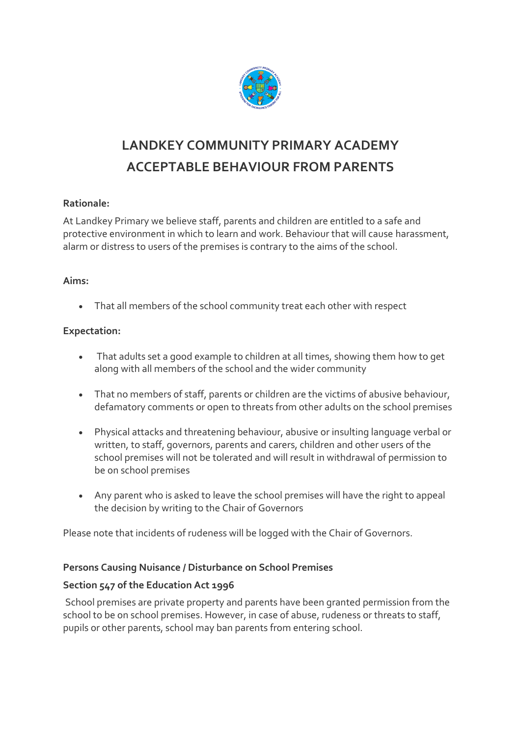# LANDKEY COMMUNITY PRIMARY ACADEMY
# ACCEPTABLE BEHAVIOUR FROM PARENTS

**Rationale:**

At Landkey Primary we believe staff, parents and children are entitled to a safe and protective environment in which to learn and work. Behaviour that will cause harassment, alarm or distress to users of the premises is contrary to the aims of the school.

**Aims:**

- That all members of the school community treat each other with respect

**Expectation:**

- That adults set a good example to children at all times, showing them how to get along with all members of the school and the wider community
- That no members of staff, parents or children are the victims of abusive behaviour, defamatory comments or open to threats from other adults on the school premises
- Physical attacks and threatening behaviour, abusive or insulting language verbal or written, to staff, governors, parents and carers, children and other users of the school premises will not be tolerated and will result in withdrawal of permission to be on school premises
- Any parent who is asked to leave the school premises will have the right to appeal the decision by writing to the Chair of Governors

Please note that incidents of rudeness will be logged with the Chair of Governors.

**Persons Causing Nuisance / Disturbance on School Premises**

**Section 547 of the Education Act 1996**

School premises are private property and parents have been granted permission from the school to be on school premises. However, in case of abuse, rudeness or threats to staff, pupils or other parents, school may ban parents from entering school.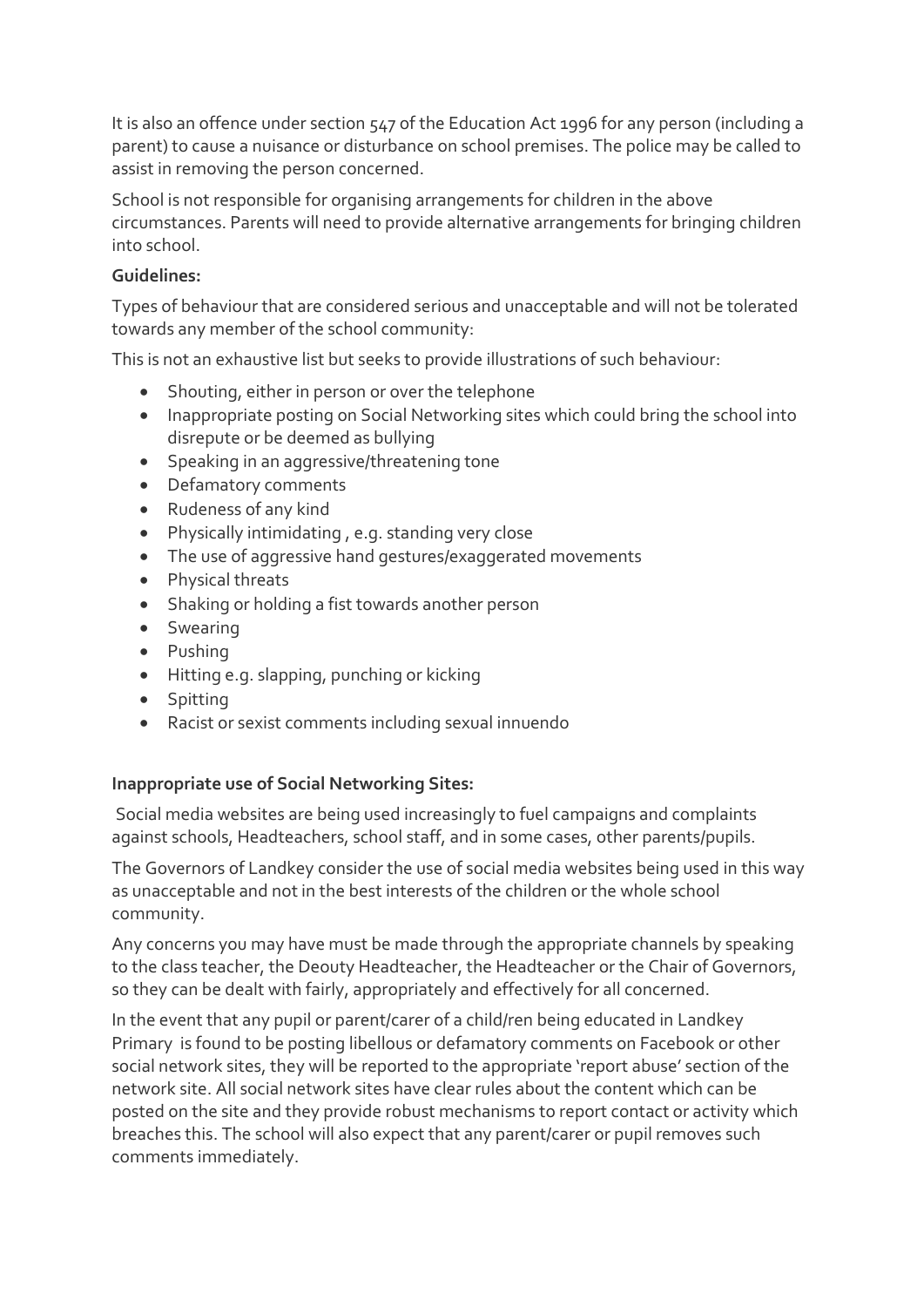It is also an offence under section 547 of the Education Act 1996 for any person (including a parent) to cause a nuisance or disturbance on school premises. The police may be called to assist in removing the person concerned.

School is not responsible for organising arrangements for children in the above circumstances. Parents will need to provide alternative arrangements for bringing children into school.

**Guidelines:**

Types of behaviour that are considered serious and unacceptable and will not be tolerated towards any member of the school community:

This is not an exhaustive list but seeks to provide illustrations of such behaviour:

- Shouting, either in person or over the telephone
- Inappropriate posting on Social Networking sites which could bring the school into disrepute or be deemed as bullying
- Speaking in an aggressive/threatening tone
- Defamatory comments
- Rudeness of any kind
- Physically intimidating , e.g. standing very close
- The use of aggressive hand gestures/exaggerated movements
- Physical threats
- Shaking or holding a fist towards another person
- Swearing
- Pushing
- Hitting e.g. slapping, punching or kicking
- Spitting
- Racist or sexist comments including sexual innuendo

**Inappropriate use of Social Networking Sites:**

Social media websites are being used increasingly to fuel campaigns and complaints against schools, Headteachers, school staff, and in some cases, other parents/pupils.

The Governors of Landkey consider the use of social media websites being used in this way as unacceptable and not in the best interests of the children or the whole school community.

Any concerns you may have must be made through the appropriate channels by speaking to the class teacher, the Deouty Headteacher, the Headteacher or the Chair of Governors, so they can be dealt with fairly, appropriately and effectively for all concerned.

In the event that any pupil or parent/carer of a child/ren being educated in Landkey Primary is found to be posting libellous or defamatory comments on Facebook or other social network sites, they will be reported to the appropriate 'report abuse' section of the network site. All social network sites have clear rules about the content which can be posted on the site and they provide robust mechanisms to report contact or activity which breaches this. The school will also expect that any parent/carer or pupil removes such comments immediately.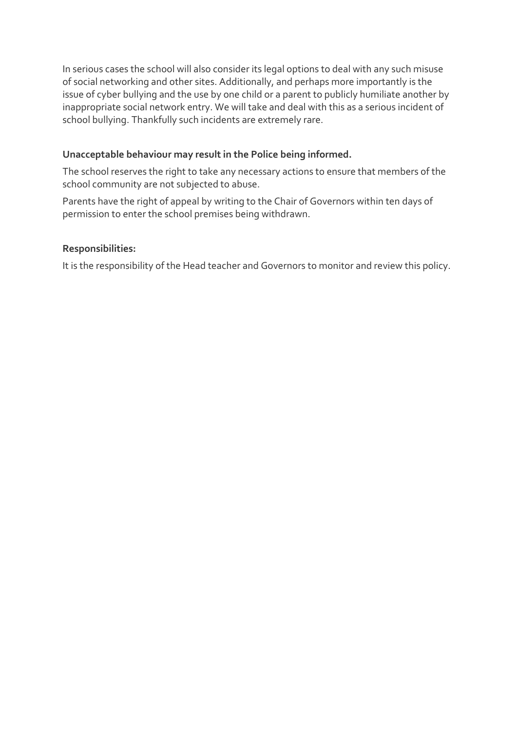In serious cases the school will also consider its legal options to deal with any such misuse of social networking and other sites. Additionally, and perhaps more importantly is the issue of cyber bullying and the use by one child or a parent to publicly humiliate another by inappropriate social network entry. We will take and deal with this as a serious incident of school bullying. Thankfully such incidents are extremely rare.

**Unacceptable behaviour may result in the Police being informed.**

The school reserves the right to take any necessary actions to ensure that members of the school community are not subjected to abuse.

Parents have the right of appeal by writing to the Chair of Governors within ten days of permission to enter the school premises being withdrawn.

**Responsibilities:**

It is the responsibility of the Head teacher and Governors to monitor and review this policy.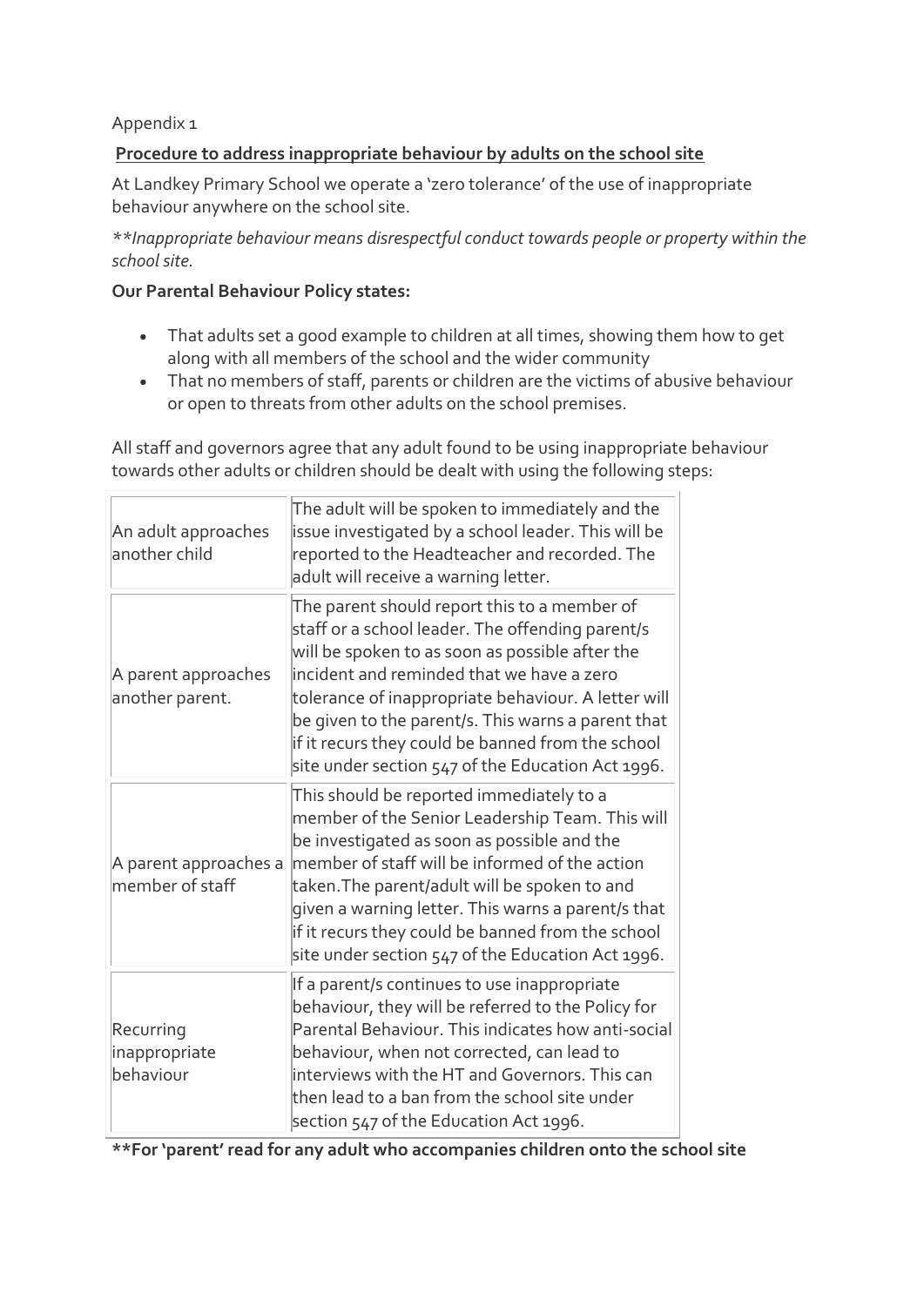Appendix 1

**Procedure to address inappropriate behaviour by adults on the school site**

At Landkey Primary School we operate a 'zero tolerance' of the use of inappropriate behaviour anywhere on the school site.

*\*\*Inappropriate behaviour means disrespectful conduct towards people or property within the school site.*

**Our Parental Behaviour Policy states:**

- That adults set a good example to children at all times, showing them how to get along with all members of the school and the wider community
- That no members of staff, parents or children are the victims of abusive behaviour or open to threats from other adults on the school premises.

All staff and governors agree that any adult found to be using inappropriate behaviour towards other adults or children should be dealt with using the following steps:

| | |
|---|---|
| An adult approaches another child | The adult will be spoken to immediately and the issue investigated by a school leader. This will be reported to the Headteacher and recorded. The adult will receive a warning letter. |
| A parent approaches another parent. | The parent should report this to a member of staff or a school leader. The offending parent/s will be spoken to as soon as possible after the incident and reminded that we have a zero tolerance of inappropriate behaviour. A letter will be given to the parent/s. This warns a parent that if it recurs they could be banned from the school site under section 547 of the Education Act 1996. |
| A parent approaches a member of staff | This should be reported immediately to a member of the Senior Leadership Team. This will be investigated as soon as possible and the member of staff will be informed of the action taken.The parent/adult will be spoken to and given a warning letter. This warns a parent/s that if it recurs they could be banned from the school site under section 547 of the Education Act 1996. |
| Recurring inappropriate behaviour | If a parent/s continues to use inappropriate behaviour, they will be referred to the Policy for Parental Behaviour. This indicates how anti-social behaviour, when not corrected, can lead to interviews with the HT and Governors. This can then lead to a ban from the school site under section 547 of the Education Act 1996. |

**\*\*For 'parent' read for any adult who accompanies children onto the school site**